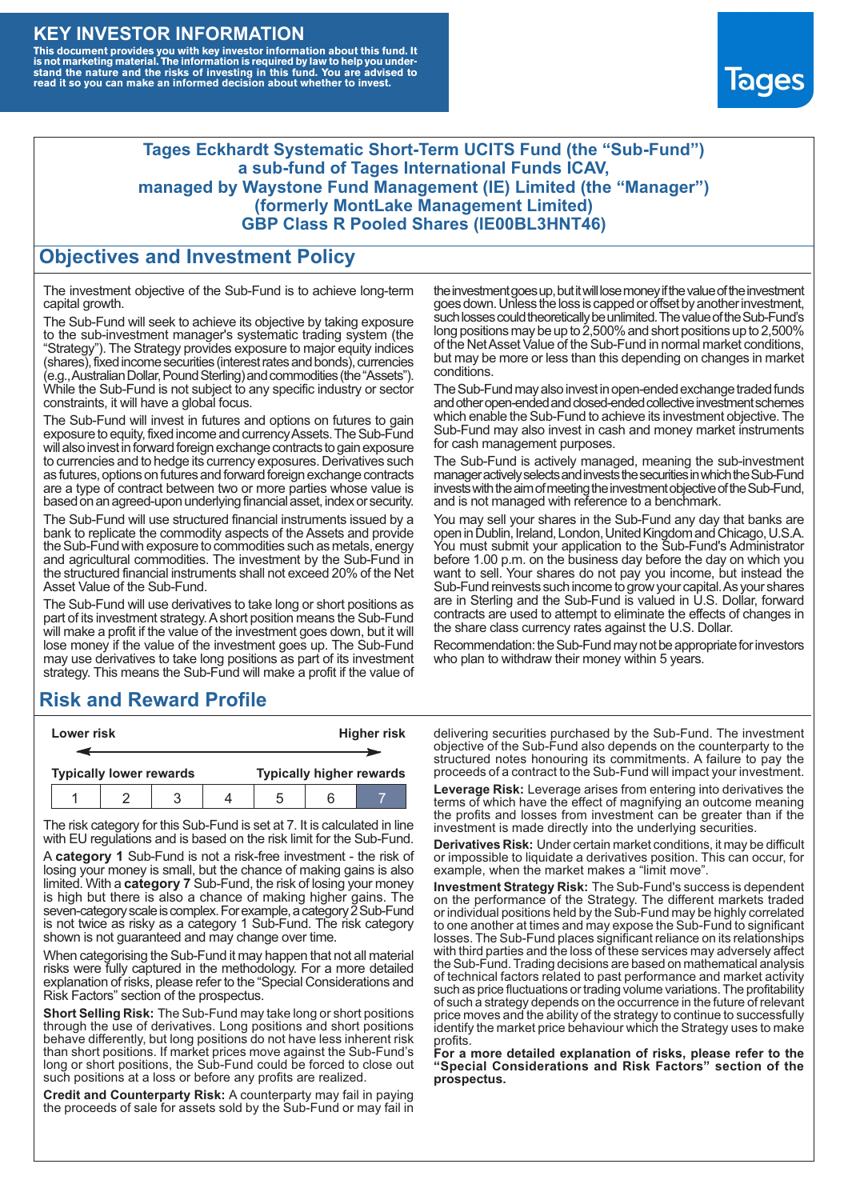# KEY INVESTOR INFORMATION

**This document provides you with key investor information about this fund. It is not marketing material. The information is required by law to help you understand the nature and the risks of investing in this fund. You are advised to read it so you can make an informed decision about whether to invest.**

Tages

**Tages Eckhardt Systematic Short-Term UCITS Fund (the "Sub-Fund")**
**a sub-fund of Tages International Funds ICAV,**
**managed by Waystone Fund Management (IE) Limited (the "Manager")**
**(formerly MontLake Management Limited)**
**GBP Class R Pooled Shares (IE00BL3HNT46)**

## Objectives and Investment Policy

The investment objective of the Sub-Fund is to achieve long-term capital growth.

The Sub-Fund will seek to achieve its objective by taking exposure to the sub-investment manager's systematic trading system (the "Strategy"). The Strategy provides exposure to major equity indices (shares), fixed income securities (interest rates and bonds), currencies (e.g., Australian Dollar, Pound Sterling) and commodities (the "Assets"). While the Sub-Fund is not subject to any specific industry or sector constraints, it will have a global focus.

The Sub-Fund will invest in futures and options on futures to gain exposure to equity, fixed income and currency Assets. The Sub-Fund will also invest in forward foreign exchange contracts to gain exposure to currencies and to hedge its currency exposures. Derivatives such as futures, options on futures and forward foreign exchange contracts are a type of contract between two or more parties whose value is based on an agreed-upon underlying financial asset, index or security.

The Sub-Fund will use structured financial instruments issued by a bank to replicate the commodity aspects of the Assets and provide the Sub-Fund with exposure to commodities such as metals, energy and agricultural commodities. The investment by the Sub-Fund in the structured financial instruments shall not exceed 20% of the Net Asset Value of the Sub-Fund.

The Sub-Fund will use derivatives to take long or short positions as part of its investment strategy. A short position means the Sub-Fund will make a profit if the value of the investment goes down, but it will lose money if the value of the investment goes up. The Sub-Fund may use derivatives to take long positions as part of its investment strategy. This means the Sub-Fund will make a profit if the value of the investment goes up, but it will lose money if the value of the investment goes down. Unless the loss is capped or offset by another investment, such losses could theoretically be unlimited. The value of the Sub-Fund's long positions may be up to 2,500% and short positions up to 2,500% of the Net Asset Value of the Sub-Fund in normal market conditions, but may be more or less than this depending on changes in market conditions.

The Sub-Fund may also invest in open-ended exchange traded funds and other open-ended and closed-ended collective investment schemes which enable the Sub-Fund to achieve its investment objective. The Sub-Fund may also invest in cash and money market instruments for cash management purposes.

The Sub-Fund is actively managed, meaning the sub-investment manager actively selects and invests the securities in which the Sub-Fund invests with the aim of meeting the investment objective of the Sub-Fund, and is not managed with reference to a benchmark.

You may sell your shares in the Sub-Fund any day that banks are open in Dublin, Ireland, London, United Kingdom and Chicago, U.S.A. You must submit your application to the Sub-Fund's Administrator before 1.00 p.m. on the business day before the day on which you want to sell. Your shares do not pay you income, but instead the Sub-Fund reinvests such income to grow your capital. As your shares are in Sterling and the Sub-Fund is valued in U.S. Dollar, forward contracts are used to attempt to eliminate the effects of changes in the share class currency rates against the U.S. Dollar.

Recommendation: the Sub-Fund may not be appropriate for investors who plan to withdraw their money within 5 years.

## Risk and Reward Profile

| Lower risk | | | | | | Higher risk |
|---|---|---|---|---|---|---|
| Typically lower rewards | | | | | | Typically higher rewards |
| 1 | 2 | 3 | 4 | 5 | 6 | **7** |

The risk category for this Sub-Fund is set at 7. It is calculated in line with EU regulations and is based on the risk limit for the Sub-Fund.

A **category 1** Sub-Fund is not a risk-free investment - the risk of losing your money is small, but the chance of making gains is also limited. With a **category 7** Sub-Fund, the risk of losing your money is high but there is also a chance of making higher gains. The seven-category scale is complex. For example, a category 2 Sub-Fund is not twice as risky as a category 1 Sub-Fund. The risk category shown is not guaranteed and may change over time.

When categorising the Sub-Fund it may happen that not all material risks were fully captured in the methodology. For a more detailed explanation of risks, please refer to the "Special Considerations and Risk Factors" section of the prospectus.

**Short Selling Risk:** The Sub-Fund may take long or short positions through the use of derivatives. Long positions and short positions behave differently, but long positions do not have less inherent risk than short positions. If market prices move against the Sub-Fund's long or short positions, the Sub-Fund could be forced to close out such positions at a loss or before any profits are realized.

**Credit and Counterparty Risk:** A counterparty may fail in paying the proceeds of sale for assets sold by the Sub-Fund or may fail in delivering securities purchased by the Sub-Fund. The investment objective of the Sub-Fund also depends on the counterparty to the structured notes honouring its commitments. A failure to pay the proceeds of a contract to the Sub-Fund will impact your investment.

**Leverage Risk:** Leverage arises from entering into derivatives the terms of which have the effect of magnifying an outcome meaning the profits and losses from investment can be greater than if the investment is made directly into the underlying securities.

**Derivatives Risk:** Under certain market conditions, it may be difficult or impossible to liquidate a derivatives position. This can occur, for example, when the market makes a "limit move".

**Investment Strategy Risk:** The Sub-Fund's success is dependent on the performance of the Strategy. The different markets traded or individual positions held by the Sub-Fund may be highly correlated to one another at times and may expose the Sub-Fund to significant losses. The Sub-Fund places significant reliance on its relationships with third parties and the loss of these services may adversely affect the Sub-Fund. Trading decisions are based on mathematical analysis of technical factors related to past performance and market activity such as price fluctuations or trading volume variations. The profitability of such a strategy depends on the occurrence in the future of relevant price moves and the ability of the strategy to continue to successfully identify the market price behaviour which the Strategy uses to make profits.

**For a more detailed explanation of risks, please refer to the "Special Considerations and Risk Factors" section of the prospectus.**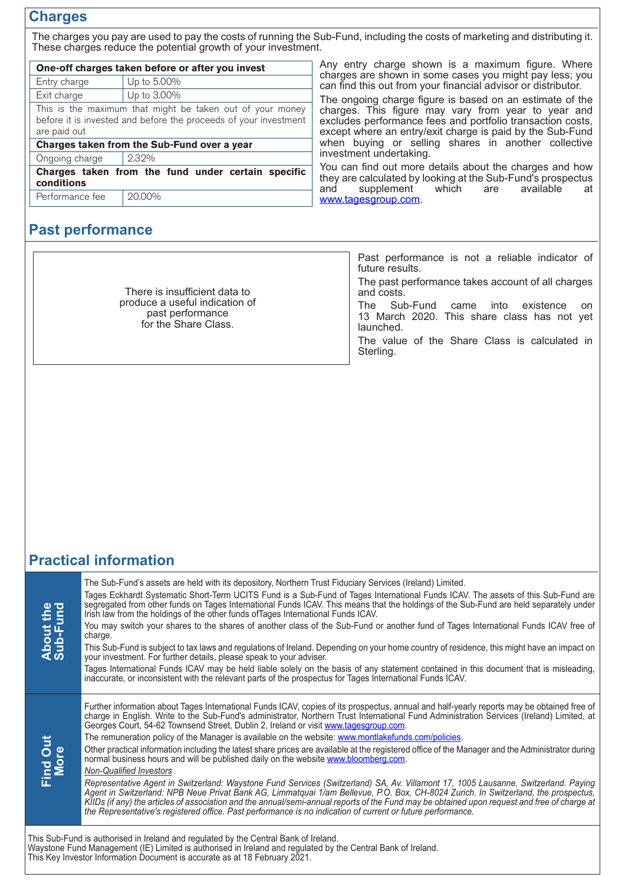## Charges

The charges you pay are used to pay the costs of running the Sub-Fund, including the costs of marketing and distributing it. These charges reduce the potential growth of your investment.

| One-off charges taken before or after you invest | |
|---|---|
| Entry charge | Up to 5.00% |
| Exit charge | Up to 3.00% |
| This is the maximum that might be taken out of your money before it is invested and before the proceeds of your investment are paid out | |
| **Charges taken from the Sub-Fund over a year** | |
| Ongoing charge | 2.32% |
| **Charges taken from the fund under certain specific conditions** | |
| Performance fee | 20.00% |

Any entry charge shown is a maximum figure. Where charges are shown in some cases you might pay less; you can find this out from your financial advisor or distributor.

The ongoing charge figure is based on an estimate of the charges. This figure may vary from year to year and excludes performance fees and portfolio transaction costs, except where an entry/exit charge is paid by the Sub-Fund when buying or selling shares in another collective investment undertaking.

You can find out more details about the charges and how they are calculated by looking at the Sub-Fund's prospectus and supplement which are available at www.tagesgroup.com.

## Past performance

There is insufficient data to produce a useful indication of past performance for the Share Class.

Past performance is not a reliable indicator of future results.

The past performance takes account of all charges and costs.

The Sub-Fund came into existence on 13 March 2020. This share class has not yet launched.

The value of the Share Class is calculated in Sterling.

## Practical information

### About the Sub-Fund

The Sub-Fund's assets are held with its depository, Northern Trust Fiduciary Services (Ireland) Limited.

Tages Eckhardt Systematic Short-Term UCITS Fund is a Sub-Fund of Tages International Funds ICAV. The assets of this Sub-Fund are segregated from other funds on Tages International Funds ICAV. This means that the holdings of the Sub-Fund are held separately under Irish law from the holdings of the other funds ofTages International Funds ICAV.

You may switch your shares to the shares of another class of the Sub-Fund or another fund of Tages International Funds ICAV free of charge.

This Sub-Fund is subject to tax laws and regulations of Ireland. Depending on your home country of residence, this might have an impact on your investment. For further details, please speak to your adviser.

Tages International Funds ICAV may be held liable solely on the basis of any statement contained in this document that is misleading, inaccurate, or inconsistent with the relevant parts of the prospectus for Tages International Funds ICAV.

### Find Out More

Further information about Tages International Funds ICAV, copies of its prospectus, annual and half-yearly reports may be obtained free of charge in English. Write to the Sub-Fund's administrator, Northern Trust International Fund Administration Services (Ireland) Limited, at Georges Court, 54-62 Townsend Street, Dublin 2, Ireland or visit www.tagesgroup.com.

The remuneration policy of the Manager is available on the website: www.montlakefunds.com/policies.

Other practical information including the latest share prices are available at the registered office of the Manager and the Administrator during normal business hours and will be published daily on the website www.bloomberg.com.

*Non-Qualified Investors*

*Representative Agent in Switzerland: Waystone Fund Services (Switzerland) SA, Av. Villamont 17, 1005 Lausanne, Switzerland. Paying Agent in Switzerland: NPB Neue Privat Bank AG, Limmatquai 1/am Bellevue, P.O. Box, CH-8024 Zurich. In Switzerland, the prospectus, KIIDs (if any) the articles of association and the annual/semi-annual reports of the Fund may be obtained upon request and free of charge at the Representative's registered office. Past performance is no indication of current or future performance.*

This Sub-Fund is authorised in Ireland and regulated by the Central Bank of Ireland.
Waystone Fund Management (IE) Limited is authorised in Ireland and regulated by the Central Bank of Ireland.
This Key Investor Information Document is accurate as at 18 February 2021.